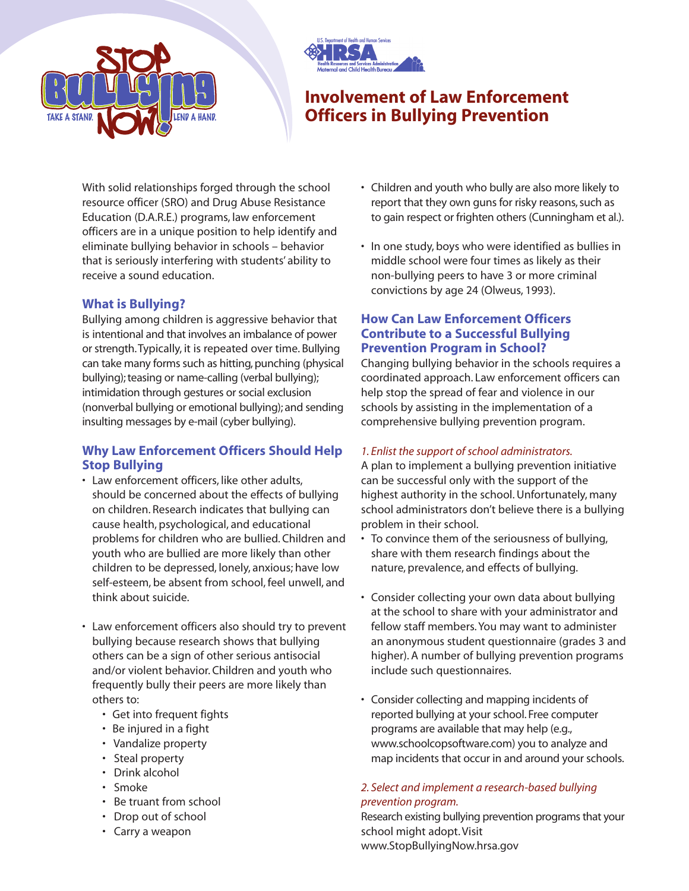# Involvement of Law Enforcement Officers in Bullying Prevention

With solid relationships forged through the school resource officer (SRO) and Drug Abuse Resistance Education (D.A.R.E.) programs, law enforcement officers are in a unique position to help identify and eliminate bullying behavior in schools – behavior that is seriously interfering with students' ability to receive a sound education.

## What is Bullying?

Bullying among children is aggressive behavior that is intentional and that involves an imbalance of power or strength. Typically, it is repeated over time. Bullying can take many forms such as hitting, punching (physical bullying); teasing or name-calling (verbal bullying); intimidation through gestures or social exclusion (nonverbal bullying or emotional bullying); and sending insulting messages by e-mail (cyber bullying).

## Why Law Enforcement Officers Should Help Stop Bullying

- Law enforcement officers, like other adults, should be concerned about the effects of bullying on children. Research indicates that bullying can cause health, psychological, and educational problems for children who are bullied. Children and youth who are bullied are more likely than other children to be depressed, lonely, anxious; have low self-esteem, be absent from school, feel unwell, and think about suicide.
- Law enforcement officers also should try to prevent bullying because research shows that bullying others can be a sign of other serious antisocial and/or violent behavior. Children and youth who frequently bully their peers are more likely than others to:
  - Get into frequent fights
  - Be injured in a fight
  - Vandalize property
  - Steal property
  - Drink alcohol
  - Smoke
  - Be truant from school
  - Drop out of school
  - Carry a weapon
- Children and youth who bully are also more likely to report that they own guns for risky reasons, such as to gain respect or frighten others (Cunningham et al.).
- In one study, boys who were identified as bullies in middle school were four times as likely as their non-bullying peers to have 3 or more criminal convictions by age 24 (Olweus, 1993).

## How Can Law Enforcement Officers Contribute to a Successful Bullying Prevention Program in School?

Changing bullying behavior in the schools requires a coordinated approach. Law enforcement officers can help stop the spread of fear and violence in our schools by assisting in the implementation of a comprehensive bullying prevention program.

*1. Enlist the support of school administrators.*

A plan to implement a bullying prevention initiative can be successful only with the support of the highest authority in the school. Unfortunately, many school administrators don't believe there is a bullying problem in their school.

- To convince them of the seriousness of bullying, share with them research findings about the nature, prevalence, and effects of bullying.
- Consider collecting your own data about bullying at the school to share with your administrator and fellow staff members. You may want to administer an anonymous student questionnaire (grades 3 and higher). A number of bullying prevention programs include such questionnaires.
- Consider collecting and mapping incidents of reported bullying at your school. Free computer programs are available that may help (e.g., www.schoolcopsoftware.com) you to analyze and map incidents that occur in and around your schools.

*2. Select and implement a research-based bullying prevention program.*

Research existing bullying prevention programs that your school might adopt. Visit www.StopBullyingNow.hrsa.gov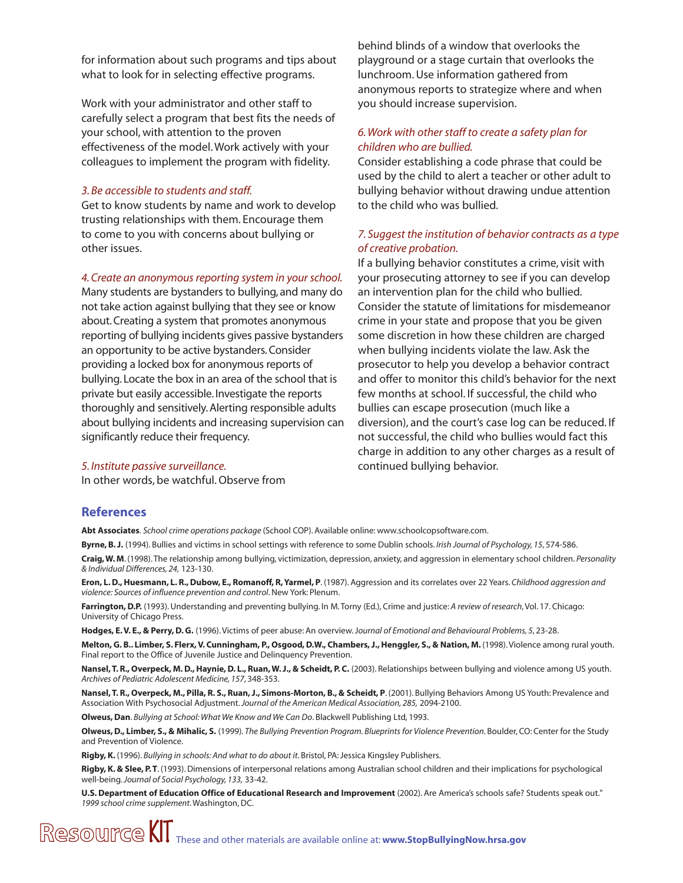for information about such programs and tips about what to look for in selecting effective programs.

Work with your administrator and other staff to carefully select a program that best fits the needs of your school, with attention to the proven effectiveness of the model. Work actively with your colleagues to implement the program with fidelity.

*3. Be accessible to students and staff.*

Get to know students by name and work to develop trusting relationships with them. Encourage them to come to you with concerns about bullying or other issues.

*4. Create an anonymous reporting system in your school.*

Many students are bystanders to bullying, and many do not take action against bullying that they see or know about. Creating a system that promotes anonymous reporting of bullying incidents gives passive bystanders an opportunity to be active bystanders. Consider providing a locked box for anonymous reports of bullying. Locate the box in an area of the school that is private but easily accessible. Investigate the reports thoroughly and sensitively. Alerting responsible adults about bullying incidents and increasing supervision can significantly reduce their frequency.

*5. Institute passive surveillance.*

In other words, be watchful. Observe from behind blinds of a window that overlooks the playground or a stage curtain that overlooks the lunchroom. Use information gathered from anonymous reports to strategize where and when you should increase supervision.

*6. Work with other staff to create a safety plan for children who are bullied.*

Consider establishing a code phrase that could be used by the child to alert a teacher or other adult to bullying behavior without drawing undue attention to the child who was bullied.

*7. Suggest the institution of behavior contracts as a type of creative probation.*

If a bullying behavior constitutes a crime, visit with your prosecuting attorney to see if you can develop an intervention plan for the child who bullied. Consider the statute of limitations for misdemeanor crime in your state and propose that you be given some discretion in how these children are charged when bullying incidents violate the law. Ask the prosecutor to help you develop a behavior contract and offer to monitor this child's behavior for the next few months at school. If successful, the child who bullies can escape prosecution (much like a diversion), and the court's case log can be reduced. If not successful, the child who bullies would fact this charge in addition to any other charges as a result of continued bullying behavior.

## References

**Abt Associates**. *School crime operations package* (School COP). Available online: www.schoolcopsoftware.com.

**Byrne, B. J.** (1994). Bullies and victims in school settings with reference to some Dublin schools. *Irish Journal of Psychology, 15*, 574-586.

**Craig, W. M**. (1998). The relationship among bullying, victimization, depression, anxiety, and aggression in elementary school children. *Personality & Individual Differences, 24,* 123-130.

**Eron, L. D., Huesmann, L. R., Dubow, E., Romanoff, R, Yarmel, P**. (1987). Aggression and its correlates over 22 Years. *Childhood aggression and violence: Sources of influence prevention and control*. New York: Plenum.

**Farrington, D.P.** (1993). Understanding and preventing bullying. In M. Torny (Ed.), Crime and justice: *A review of research*, Vol. 17. Chicago: University of Chicago Press.

**Hodges, E. V. E., & Perry, D. G.** (1996). Victims of peer abuse: An overview. J*ournal of Emotional and Behavioural Problems, 5*, 23-28.

**Melton, G. B.. Limber, S. Flerx, V. Cunningham, P., Osgood, D.W., Chambers, J., Henggler, S., & Nation, M.** (1998). Violence among rural youth. Final report to the Office of Juvenile Justice and Delinquency Prevention.

**Nansel, T. R., Overpeck, M. D., Haynie, D. L., Ruan, W. J., & Scheidt, P. C.** (2003). Relationships between bullying and violence among US youth. *Archives of Pediatric Adolescent Medicine, 157*, 348-353.

**Nansel, T. R., Overpeck, M., Pilla, R. S., Ruan, J., Simons-Morton, B., & Scheidt, P**. (2001). Bullying Behaviors Among US Youth: Prevalence and Association With Psychosocial Adjustment. *Journal of the American Medical Association, 285,* 2094-2100.

**Olweus, Dan**. *Bullying at School: What We Know and We Can Do*. Blackwell Publishing Ltd, 1993.

**Olweus, D., Limber, S., & Mihalic, S.** (1999). *The Bullying Prevention Program. Blueprints for Violence Prevention*. Boulder, CO: Center for the Study and Prevention of Violence.

**Rigby, K.** (1996). *Bullying in schools: And what to do about it*. Bristol, PA: Jessica Kingsley Publishers.

**Rigby, K. & Slee, P. T**. (1993). Dimensions of interpersonal relations among Australian school children and their implications for psychological well-being. *Journal of Social Psychology, 133,* 33-42.

**U.S. Department of Education Office of Educational Research and Improvement** (2002). Are America's schools safe? Students speak out." *1999 school crime supplement*. Washington, DC.

Resource KIT These and other materials are available online at: **www.StopBullyingNow.hrsa.gov**